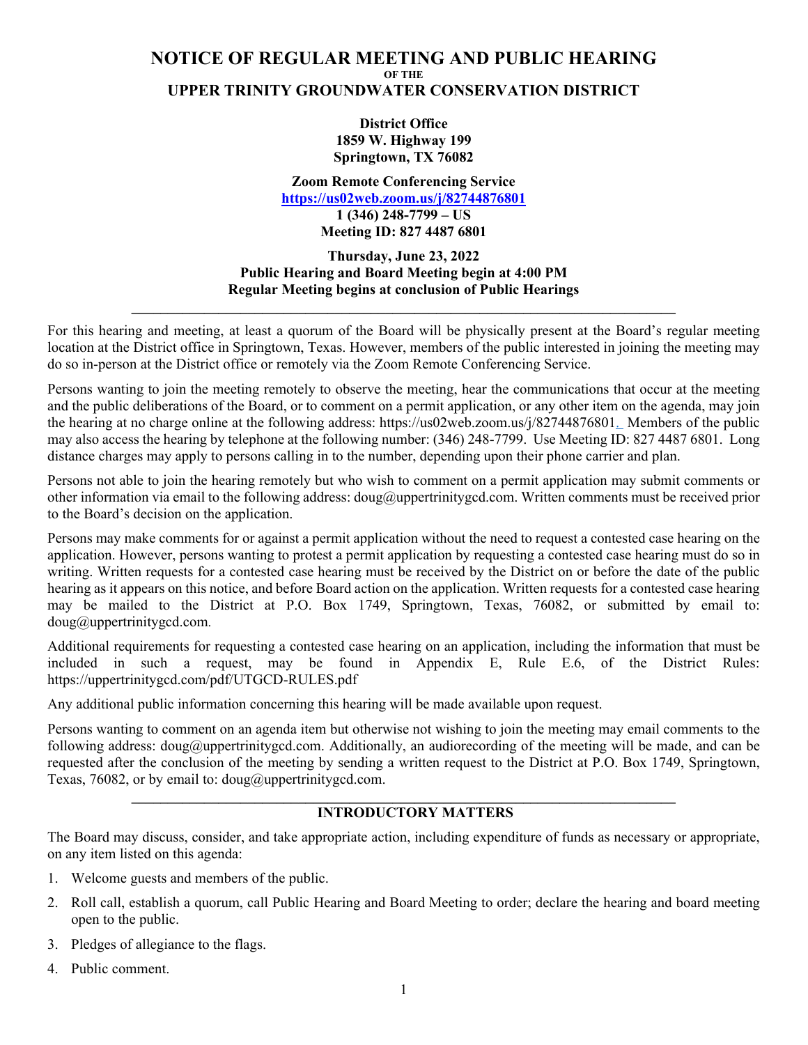# NOTICE OF REGULAR MEETING AND PUBLIC HEARING

**OF THE**

## UPPER TRINITY GROUNDWATER CONSERVATION DISTRICT

**District Office**
**1859 W. Highway 199**
**Springtown, TX 76082**

**Zoom Remote Conferencing Service**
**https://us02web.zoom.us/j/82744876801**
**1 (346) 248-7799 – US**
**Meeting ID: 827 4487 6801**

**Thursday, June 23, 2022**
**Public Hearing and Board Meeting begin at 4:00 PM**
**Regular Meeting begins at conclusion of Public Hearings**

---

For this hearing and meeting, at least a quorum of the Board will be physically present at the Board's regular meeting location at the District office in Springtown, Texas. However, members of the public interested in joining the meeting may do so in-person at the District office or remotely via the Zoom Remote Conferencing Service.

Persons wanting to join the meeting remotely to observe the meeting, hear the communications that occur at the meeting and the public deliberations of the Board, or to comment on a permit application, or any other item on the agenda, may join the hearing at no charge online at the following address: https://us02web.zoom.us/j/82744876801. Members of the public may also access the hearing by telephone at the following number: (346) 248-7799. Use Meeting ID: 827 4487 6801. Long distance charges may apply to persons calling in to the number, depending upon their phone carrier and plan.

Persons not able to join the hearing remotely but who wish to comment on a permit application may submit comments or other information via email to the following address: doug@uppertrinitygcd.com. Written comments must be received prior to the Board's decision on the application.

Persons may make comments for or against a permit application without the need to request a contested case hearing on the application. However, persons wanting to protest a permit application by requesting a contested case hearing must do so in writing. Written requests for a contested case hearing must be received by the District on or before the date of the public hearing as it appears on this notice, and before Board action on the application. Written requests for a contested case hearing may be mailed to the District at P.O. Box 1749, Springtown, Texas, 76082, or submitted by email to: doug@uppertrinitygcd.com.

Additional requirements for requesting a contested case hearing on an application, including the information that must be included in such a request, may be found in Appendix E, Rule E.6, of the District Rules: https://uppertrinitygcd.com/pdf/UTGCD-RULES.pdf

Any additional public information concerning this hearing will be made available upon request.

Persons wanting to comment on an agenda item but otherwise not wishing to join the meeting may email comments to the following address: doug@uppertrinitygcd.com. Additionally, an audiorecording of the meeting will be made, and can be requested after the conclusion of the meeting by sending a written request to the District at P.O. Box 1749, Springtown, Texas, 76082, or by email to: doug@uppertrinitygcd.com.

---

## INTRODUCTORY MATTERS

The Board may discuss, consider, and take appropriate action, including expenditure of funds as necessary or appropriate, on any item listed on this agenda:

1. Welcome guests and members of the public.
2. Roll call, establish a quorum, call Public Hearing and Board Meeting to order; declare the hearing and board meeting open to the public.
3. Pledges of allegiance to the flags.
4. Public comment.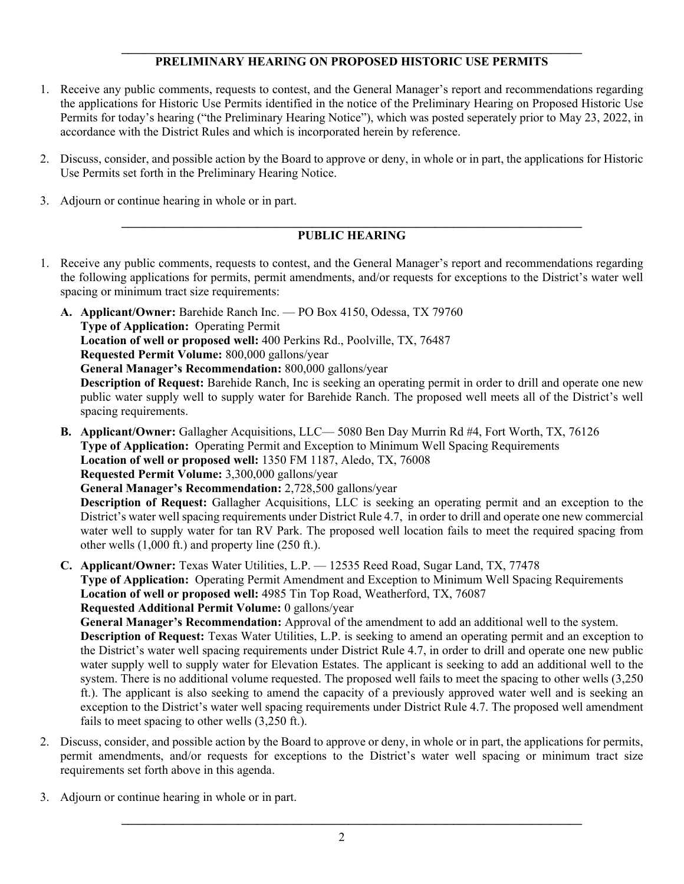## PRELIMINARY HEARING ON PROPOSED HISTORIC USE PERMITS

1. Receive any public comments, requests to contest, and the General Manager's report and recommendations regarding the applications for Historic Use Permits identified in the notice of the Preliminary Hearing on Proposed Historic Use Permits for today's hearing ("the Preliminary Hearing Notice"), which was posted seperately prior to May 23, 2022, in accordance with the District Rules and which is incorporated herein by reference.

2. Discuss, consider, and possible action by the Board to approve or deny, in whole or in part, the applications for Historic Use Permits set forth in the Preliminary Hearing Notice.

3. Adjourn or continue hearing in whole or in part.

## PUBLIC HEARING

1. Receive any public comments, requests to contest, and the General Manager's report and recommendations regarding the following applications for permits, permit amendments, and/or requests for exceptions to the District's water well spacing or minimum tract size requirements:

   **A. Applicant/Owner:** Barehide Ranch Inc. — PO Box 4150, Odessa, TX 79760
   **Type of Application:** Operating Permit
   **Location of well or proposed well:** 400 Perkins Rd., Poolville, TX, 76487
   **Requested Permit Volume:** 800,000 gallons/year
   **General Manager's Recommendation:** 800,000 gallons/year
   **Description of Request:** Barehide Ranch, Inc is seeking an operating permit in order to drill and operate one new public water supply well to supply water for Barehide Ranch. The proposed well meets all of the District's well spacing requirements.

   **B. Applicant/Owner:** Gallagher Acquisitions, LLC— 5080 Ben Day Murrin Rd #4, Fort Worth, TX, 76126
   **Type of Application:** Operating Permit and Exception to Minimum Well Spacing Requirements
   **Location of well or proposed well:** 1350 FM 1187, Aledo, TX, 76008
   **Requested Permit Volume:** 3,300,000 gallons/year
   **General Manager's Recommendation:** 2,728,500 gallons/year
   **Description of Request:** Gallagher Acquisitions, LLC is seeking an operating permit and an exception to the District's water well spacing requirements under District Rule 4.7, in order to drill and operate one new commercial water well to supply water for tan RV Park. The proposed well location fails to meet the required spacing from other wells (1,000 ft.) and property line (250 ft.).

   **C. Applicant/Owner:** Texas Water Utilities, L.P. — 12535 Reed Road, Sugar Land, TX, 77478
   **Type of Application:** Operating Permit Amendment and Exception to Minimum Well Spacing Requirements
   **Location of well or proposed well:** 4985 Tin Top Road, Weatherford, TX, 76087
   **Requested Additional Permit Volume:** 0 gallons/year
   **General Manager's Recommendation:** Approval of the amendment to add an additional well to the system.
   **Description of Request:** Texas Water Utilities, L.P. is seeking to amend an operating permit and an exception to the District's water well spacing requirements under District Rule 4.7, in order to drill and operate one new public water supply well to supply water for Elevation Estates. The applicant is seeking to add an additional well to the system. There is no additional volume requested. The proposed well fails to meet the spacing to other wells (3,250 ft.). The applicant is also seeking to amend the capacity of a previously approved water well and is seeking an exception to the District's water well spacing requirements under District Rule 4.7. The proposed well amendment fails to meet spacing to other wells (3,250 ft.).

2. Discuss, consider, and possible action by the Board to approve or deny, in whole or in part, the applications for permits, permit amendments, and/or requests for exceptions to the District's water well spacing or minimum tract size requirements set forth above in this agenda.

3. Adjourn or continue hearing in whole or in part.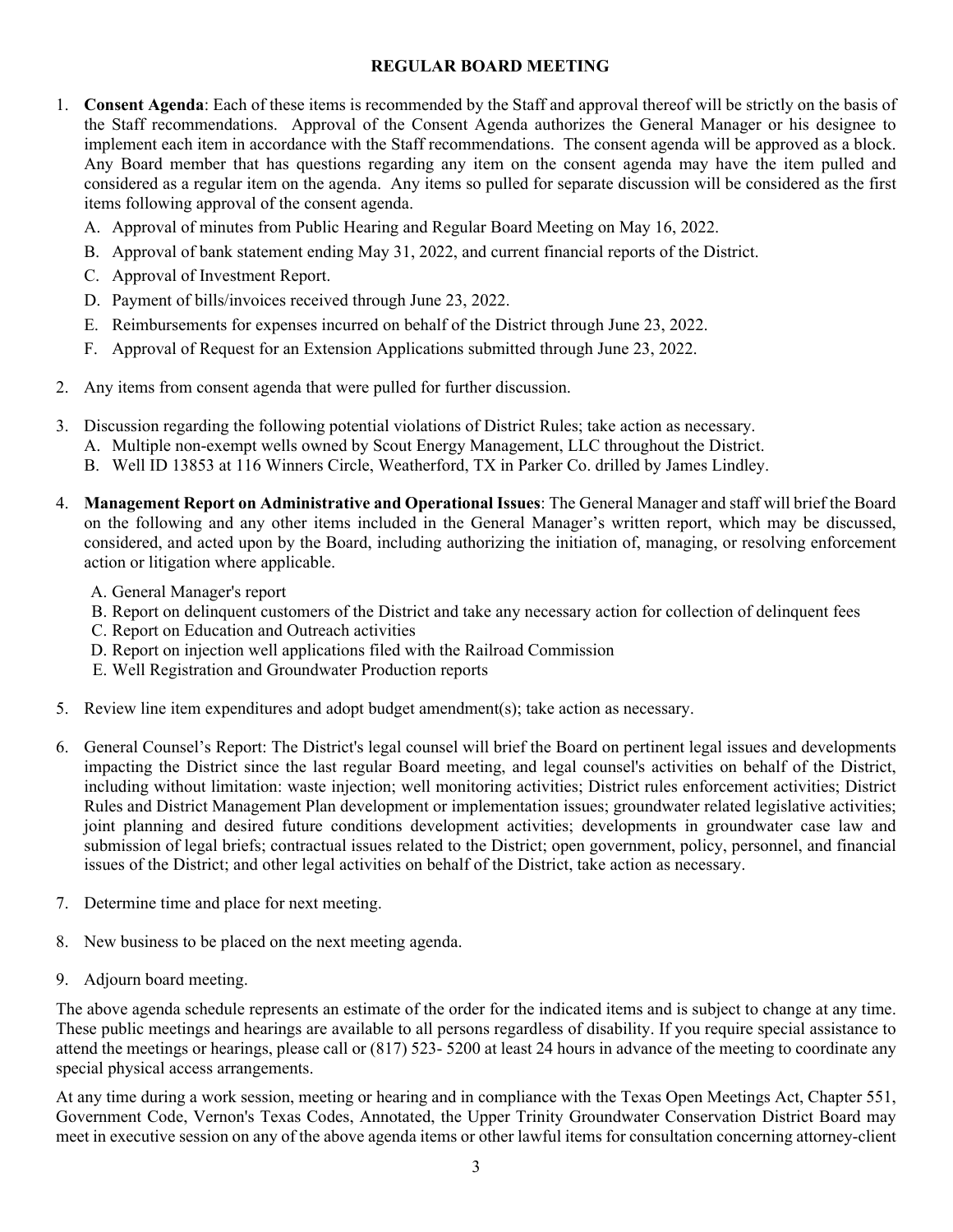## REGULAR BOARD MEETING

1. **Consent Agenda**: Each of these items is recommended by the Staff and approval thereof will be strictly on the basis of the Staff recommendations. Approval of the Consent Agenda authorizes the General Manager or his designee to implement each item in accordance with the Staff recommendations. The consent agenda will be approved as a block. Any Board member that has questions regarding any item on the consent agenda may have the item pulled and considered as a regular item on the agenda. Any items so pulled for separate discussion will be considered as the first items following approval of the consent agenda.
   - A. Approval of minutes from Public Hearing and Regular Board Meeting on May 16, 2022.
   - B. Approval of bank statement ending May 31, 2022, and current financial reports of the District.
   - C. Approval of Investment Report.
   - D. Payment of bills/invoices received through June 23, 2022.
   - E. Reimbursements for expenses incurred on behalf of the District through June 23, 2022.
   - F. Approval of Request for an Extension Applications submitted through June 23, 2022.

2. Any items from consent agenda that were pulled for further discussion.

3. Discussion regarding the following potential violations of District Rules; take action as necessary.
   - A. Multiple non-exempt wells owned by Scout Energy Management, LLC throughout the District.
   - B. Well ID 13853 at 116 Winners Circle, Weatherford, TX in Parker Co. drilled by James Lindley.

4. **Management Report on Administrative and Operational Issues**: The General Manager and staff will brief the Board on the following and any other items included in the General Manager's written report, which may be discussed, considered, and acted upon by the Board, including authorizing the initiation of, managing, or resolving enforcement action or litigation where applicable.
   - A. General Manager's report
   - B. Report on delinquent customers of the District and take any necessary action for collection of delinquent fees
   - C. Report on Education and Outreach activities
   - D. Report on injection well applications filed with the Railroad Commission
   - E. Well Registration and Groundwater Production reports

5. Review line item expenditures and adopt budget amendment(s); take action as necessary.

6. General Counsel's Report: The District's legal counsel will brief the Board on pertinent legal issues and developments impacting the District since the last regular Board meeting, and legal counsel's activities on behalf of the District, including without limitation: waste injection; well monitoring activities; District rules enforcement activities; District Rules and District Management Plan development or implementation issues; groundwater related legislative activities; joint planning and desired future conditions development activities; developments in groundwater case law and submission of legal briefs; contractual issues related to the District; open government, policy, personnel, and financial issues of the District; and other legal activities on behalf of the District, take action as necessary.

7. Determine time and place for next meeting.

8. New business to be placed on the next meeting agenda.

9. Adjourn board meeting.

The above agenda schedule represents an estimate of the order for the indicated items and is subject to change at any time. These public meetings and hearings are available to all persons regardless of disability. If you require special assistance to attend the meetings or hearings, please call or (817) 523- 5200 at least 24 hours in advance of the meeting to coordinate any special physical access arrangements.

At any time during a work session, meeting or hearing and in compliance with the Texas Open Meetings Act, Chapter 551, Government Code, Vernon's Texas Codes, Annotated, the Upper Trinity Groundwater Conservation District Board may meet in executive session on any of the above agenda items or other lawful items for consultation concerning attorney-client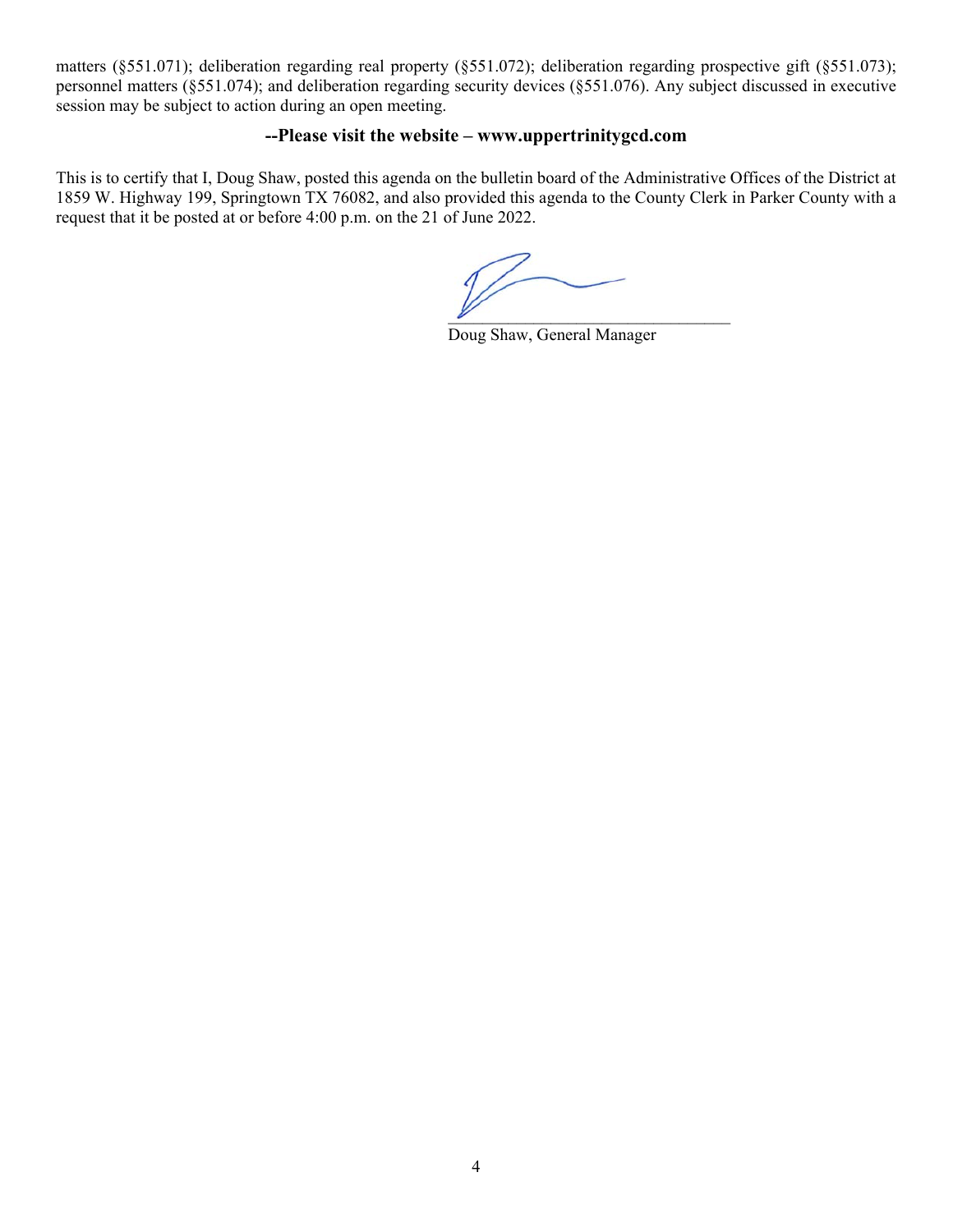matters (§551.071); deliberation regarding real property (§551.072); deliberation regarding prospective gift (§551.073); personnel matters (§551.074); and deliberation regarding security devices (§551.076). Any subject discussed in executive session may be subject to action during an open meeting.

**--Please visit the website – www.uppertrinitygcd.com**

This is to certify that I, Doug Shaw, posted this agenda on the bulletin board of the Administrative Offices of the District at 1859 W. Highway 199, Springtown TX 76082, and also provided this agenda to the County Clerk in Parker County with a request that it be posted at or before 4:00 p.m. on the 21 of June 2022.

\_\_\_\_\_\_\_\_\_\_\_\_\_\_\_\_\_\_\_\_\_\_\_\_\_\_\_\_\_\_\_\_\_\_

Doug Shaw, General Manager